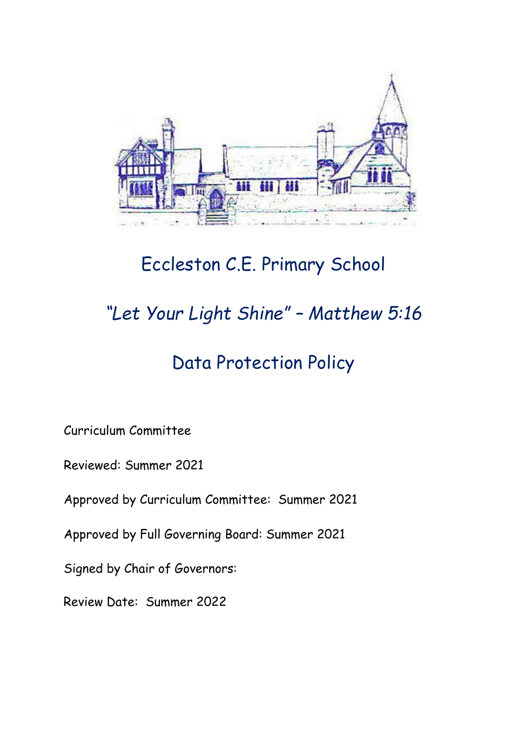# Eccleston C.E. Primary School

## *"Let Your Light Shine" – Matthew 5:16*

## Data Protection Policy

Curriculum Committee

Reviewed: Summer 2021

Approved by Curriculum Committee: Summer 2021

Approved by Full Governing Board: Summer 2021

Signed by Chair of Governors:

Review Date: Summer 2022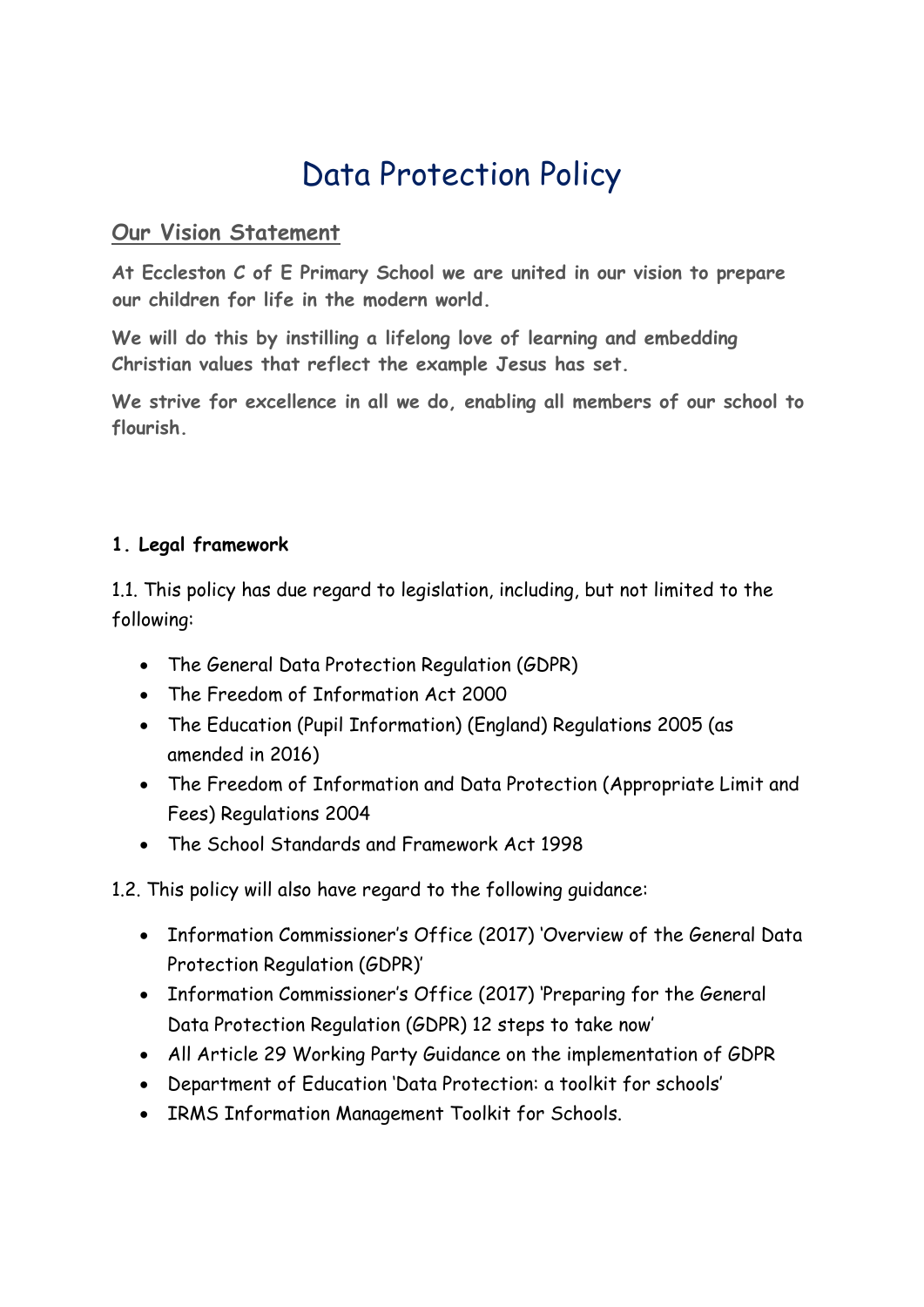# Data Protection Policy

## Our Vision Statement

**At Eccleston C of E Primary School we are united in our vision to prepare our children for life in the modern world.**

**We will do this by instilling a lifelong love of learning and embedding Christian values that reflect the example Jesus has set.**

**We strive for excellence in all we do, enabling all members of our school to flourish.**

**1. Legal framework**

1.1. This policy has due regard to legislation, including, but not limited to the following:

- The General Data Protection Regulation (GDPR)
- The Freedom of Information Act 2000
- The Education (Pupil Information) (England) Regulations 2005 (as amended in 2016)
- The Freedom of Information and Data Protection (Appropriate Limit and Fees) Regulations 2004
- The School Standards and Framework Act 1998

1.2. This policy will also have regard to the following guidance:

- Information Commissioner's Office (2017) 'Overview of the General Data Protection Regulation (GDPR)'
- Information Commissioner's Office (2017) 'Preparing for the General Data Protection Regulation (GDPR) 12 steps to take now'
- All Article 29 Working Party Guidance on the implementation of GDPR
- Department of Education 'Data Protection: a toolkit for schools'
- IRMS Information Management Toolkit for Schools.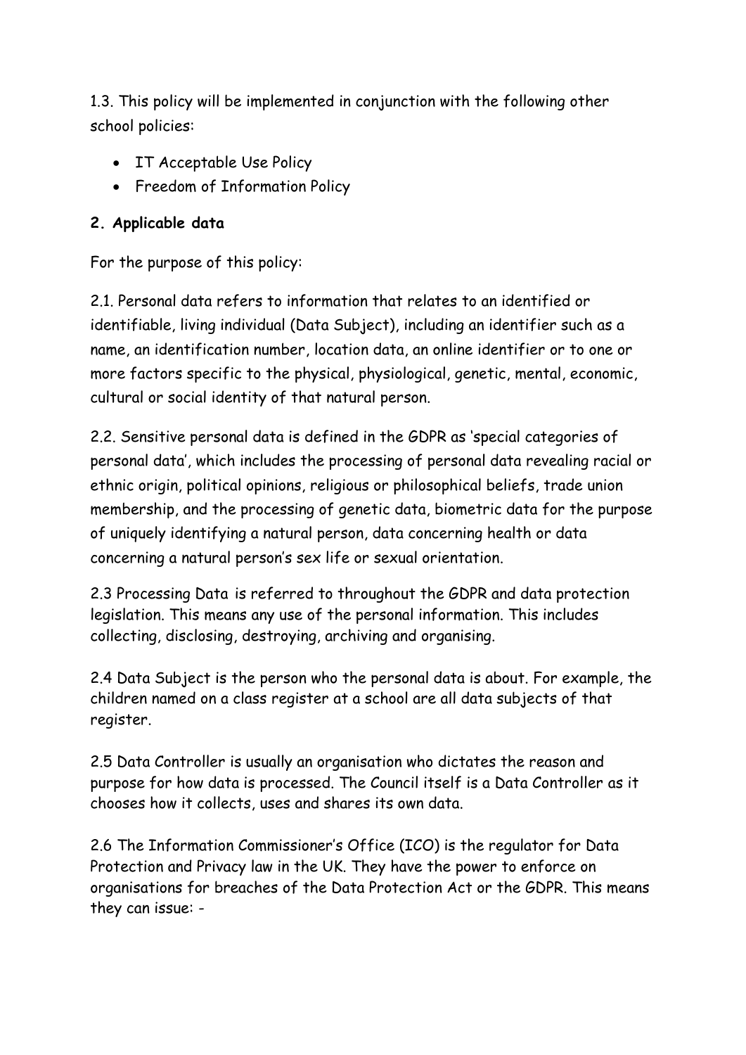1.3. This policy will be implemented in conjunction with the following other school policies:

- IT Acceptable Use Policy
- Freedom of Information Policy

**2. Applicable data**

For the purpose of this policy:

2.1. Personal data refers to information that relates to an identified or identifiable, living individual (Data Subject), including an identifier such as a name, an identification number, location data, an online identifier or to one or more factors specific to the physical, physiological, genetic, mental, economic, cultural or social identity of that natural person.

2.2. Sensitive personal data is defined in the GDPR as 'special categories of personal data', which includes the processing of personal data revealing racial or ethnic origin, political opinions, religious or philosophical beliefs, trade union membership, and the processing of genetic data, biometric data for the purpose of uniquely identifying a natural person, data concerning health or data concerning a natural person's sex life or sexual orientation.

2.3 Processing Data is referred to throughout the GDPR and data protection legislation. This means any use of the personal information. This includes collecting, disclosing, destroying, archiving and organising.

2.4 Data Subject is the person who the personal data is about. For example, the children named on a class register at a school are all data subjects of that register.

2.5 Data Controller is usually an organisation who dictates the reason and purpose for how data is processed. The Council itself is a Data Controller as it chooses how it collects, uses and shares its own data.

2.6 The Information Commissioner's Office (ICO) is the regulator for Data Protection and Privacy law in the UK. They have the power to enforce on organisations for breaches of the Data Protection Act or the GDPR. This means they can issue: -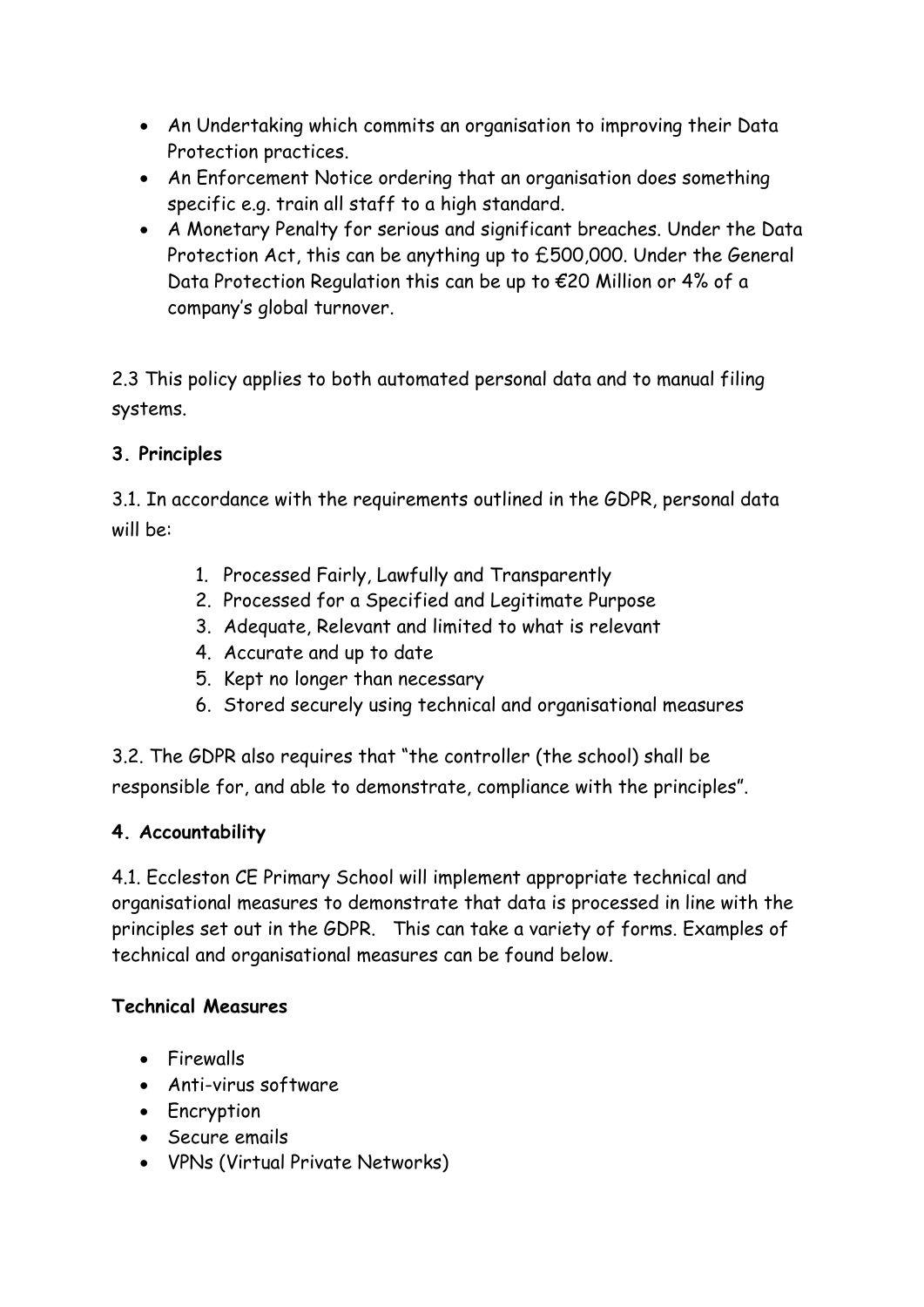- An Undertaking which commits an organisation to improving their Data Protection practices.
- An Enforcement Notice ordering that an organisation does something specific e.g. train all staff to a high standard.
- A Monetary Penalty for serious and significant breaches. Under the Data Protection Act, this can be anything up to £500,000. Under the General Data Protection Regulation this can be up to €20 Million or 4% of a company's global turnover.

2.3 This policy applies to both automated personal data and to manual filing systems.

**3. Principles**

3.1. In accordance with the requirements outlined in the GDPR, personal data will be:

1. Processed Fairly, Lawfully and Transparently
2. Processed for a Specified and Legitimate Purpose
3. Adequate, Relevant and limited to what is relevant
4. Accurate and up to date
5. Kept no longer than necessary
6. Stored securely using technical and organisational measures

3.2. The GDPR also requires that "the controller (the school) shall be responsible for, and able to demonstrate, compliance with the principles".

**4. Accountability**

4.1. Eccleston CE Primary School will implement appropriate technical and organisational measures to demonstrate that data is processed in line with the principles set out in the GDPR. This can take a variety of forms. Examples of technical and organisational measures can be found below.

**Technical Measures**

- Firewalls
- Anti-virus software
- Encryption
- Secure emails
- VPNs (Virtual Private Networks)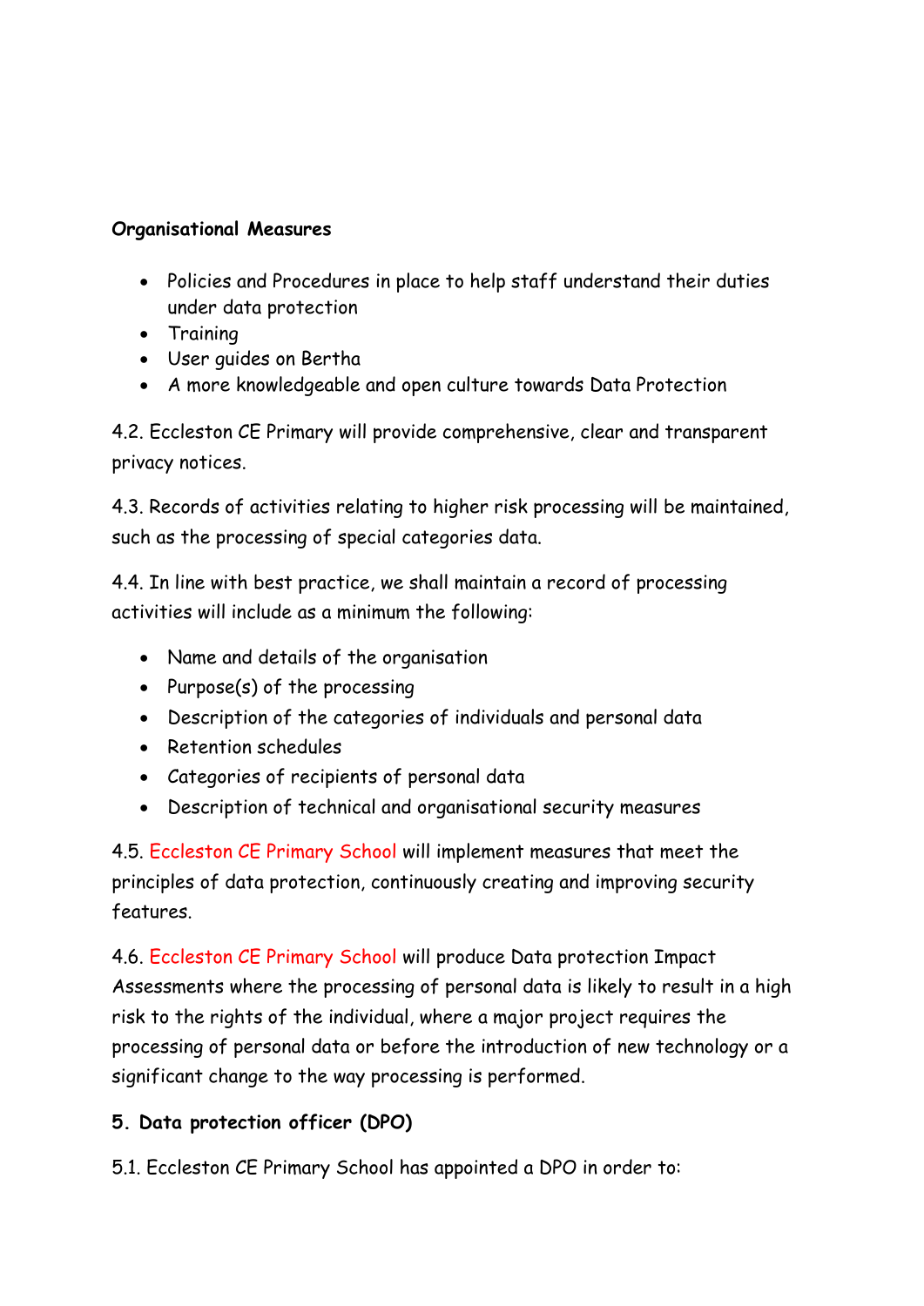**Organisational Measures**

- Policies and Procedures in place to help staff understand their duties under data protection
- Training
- User guides on Bertha
- A more knowledgeable and open culture towards Data Protection

4.2. Eccleston CE Primary will provide comprehensive, clear and transparent privacy notices.

4.3. Records of activities relating to higher risk processing will be maintained, such as the processing of special categories data.

4.4. In line with best practice, we shall maintain a record of processing activities will include as a minimum the following:

- Name and details of the organisation
- Purpose(s) of the processing
- Description of the categories of individuals and personal data
- Retention schedules
- Categories of recipients of personal data
- Description of technical and organisational security measures

4.5. Eccleston CE Primary School will implement measures that meet the principles of data protection, continuously creating and improving security features.

4.6. Eccleston CE Primary School will produce Data protection Impact Assessments where the processing of personal data is likely to result in a high risk to the rights of the individual, where a major project requires the processing of personal data or before the introduction of new technology or a significant change to the way processing is performed.

**5. Data protection officer (DPO)**

5.1. Eccleston CE Primary School has appointed a DPO in order to: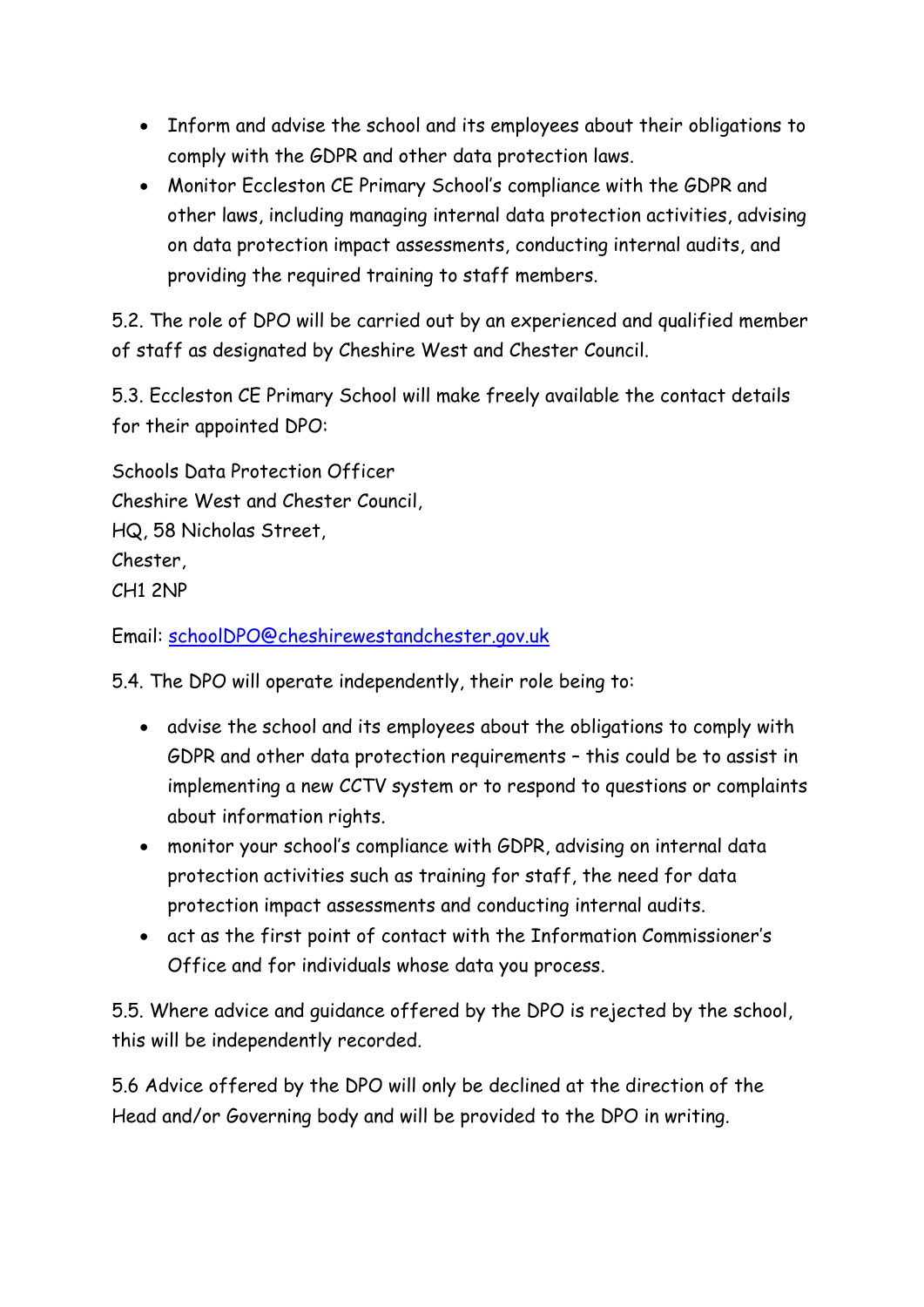- Inform and advise the school and its employees about their obligations to comply with the GDPR and other data protection laws.
- Monitor Eccleston CE Primary School's compliance with the GDPR and other laws, including managing internal data protection activities, advising on data protection impact assessments, conducting internal audits, and providing the required training to staff members.

5.2. The role of DPO will be carried out by an experienced and qualified member of staff as designated by Cheshire West and Chester Council.

5.3. Eccleston CE Primary School will make freely available the contact details for their appointed DPO:

Schools Data Protection Officer
Cheshire West and Chester Council,
HQ, 58 Nicholas Street,
Chester,
CH1 2NP

Email: schoolDPO@cheshirewestandchester.gov.uk

5.4. The DPO will operate independently, their role being to:

- advise the school and its employees about the obligations to comply with GDPR and other data protection requirements – this could be to assist in implementing a new CCTV system or to respond to questions or complaints about information rights.
- monitor your school's compliance with GDPR, advising on internal data protection activities such as training for staff, the need for data protection impact assessments and conducting internal audits.
- act as the first point of contact with the Information Commissioner's Office and for individuals whose data you process.

5.5. Where advice and guidance offered by the DPO is rejected by the school, this will be independently recorded.

5.6 Advice offered by the DPO will only be declined at the direction of the Head and/or Governing body and will be provided to the DPO in writing.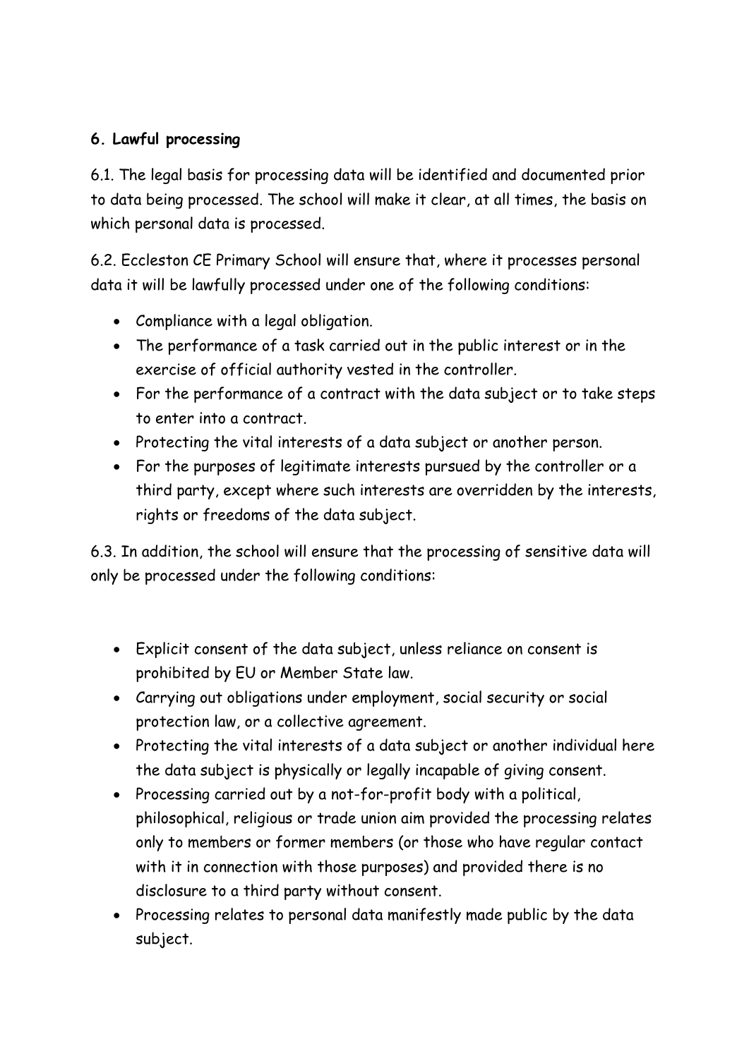**6. Lawful processing**

6.1. The legal basis for processing data will be identified and documented prior to data being processed. The school will make it clear, at all times, the basis on which personal data is processed.

6.2. Eccleston CE Primary School will ensure that, where it processes personal data it will be lawfully processed under one of the following conditions:

- Compliance with a legal obligation.
- The performance of a task carried out in the public interest or in the exercise of official authority vested in the controller.
- For the performance of a contract with the data subject or to take steps to enter into a contract.
- Protecting the vital interests of a data subject or another person.
- For the purposes of legitimate interests pursued by the controller or a third party, except where such interests are overridden by the interests, rights or freedoms of the data subject.

6.3. In addition, the school will ensure that the processing of sensitive data will only be processed under the following conditions:

- Explicit consent of the data subject, unless reliance on consent is prohibited by EU or Member State law.
- Carrying out obligations under employment, social security or social protection law, or a collective agreement.
- Protecting the vital interests of a data subject or another individual here the data subject is physically or legally incapable of giving consent.
- Processing carried out by a not-for-profit body with a political, philosophical, religious or trade union aim provided the processing relates only to members or former members (or those who have regular contact with it in connection with those purposes) and provided there is no disclosure to a third party without consent.
- Processing relates to personal data manifestly made public by the data subject.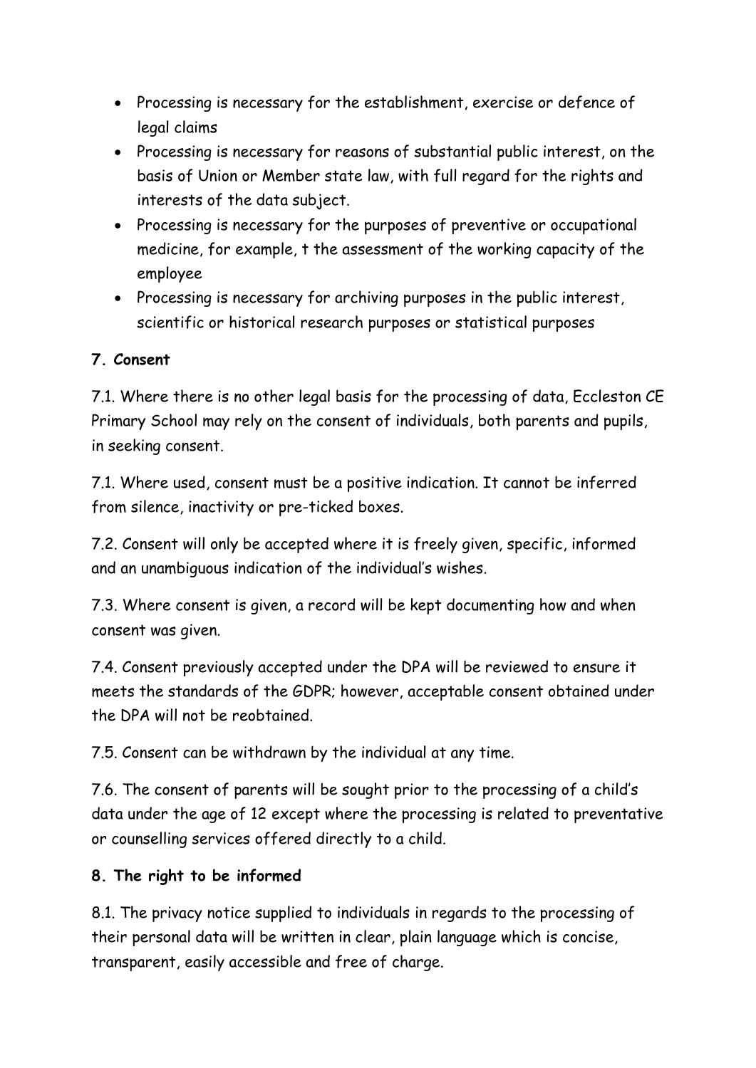- Processing is necessary for the establishment, exercise or defence of legal claims
- Processing is necessary for reasons of substantial public interest, on the basis of Union or Member state law, with full regard for the rights and interests of the data subject.
- Processing is necessary for the purposes of preventive or occupational medicine, for example, t the assessment of the working capacity of the employee
- Processing is necessary for archiving purposes in the public interest, scientific or historical research purposes or statistical purposes

**7. Consent**

7.1. Where there is no other legal basis for the processing of data, Eccleston CE Primary School may rely on the consent of individuals, both parents and pupils, in seeking consent.

7.1. Where used, consent must be a positive indication. It cannot be inferred from silence, inactivity or pre-ticked boxes.

7.2. Consent will only be accepted where it is freely given, specific, informed and an unambiguous indication of the individual's wishes.

7.3. Where consent is given, a record will be kept documenting how and when consent was given.

7.4. Consent previously accepted under the DPA will be reviewed to ensure it meets the standards of the GDPR; however, acceptable consent obtained under the DPA will not be reobtained.

7.5. Consent can be withdrawn by the individual at any time.

7.6. The consent of parents will be sought prior to the processing of a child's data under the age of 12 except where the processing is related to preventative or counselling services offered directly to a child.

**8. The right to be informed**

8.1. The privacy notice supplied to individuals in regards to the processing of their personal data will be written in clear, plain language which is concise, transparent, easily accessible and free of charge.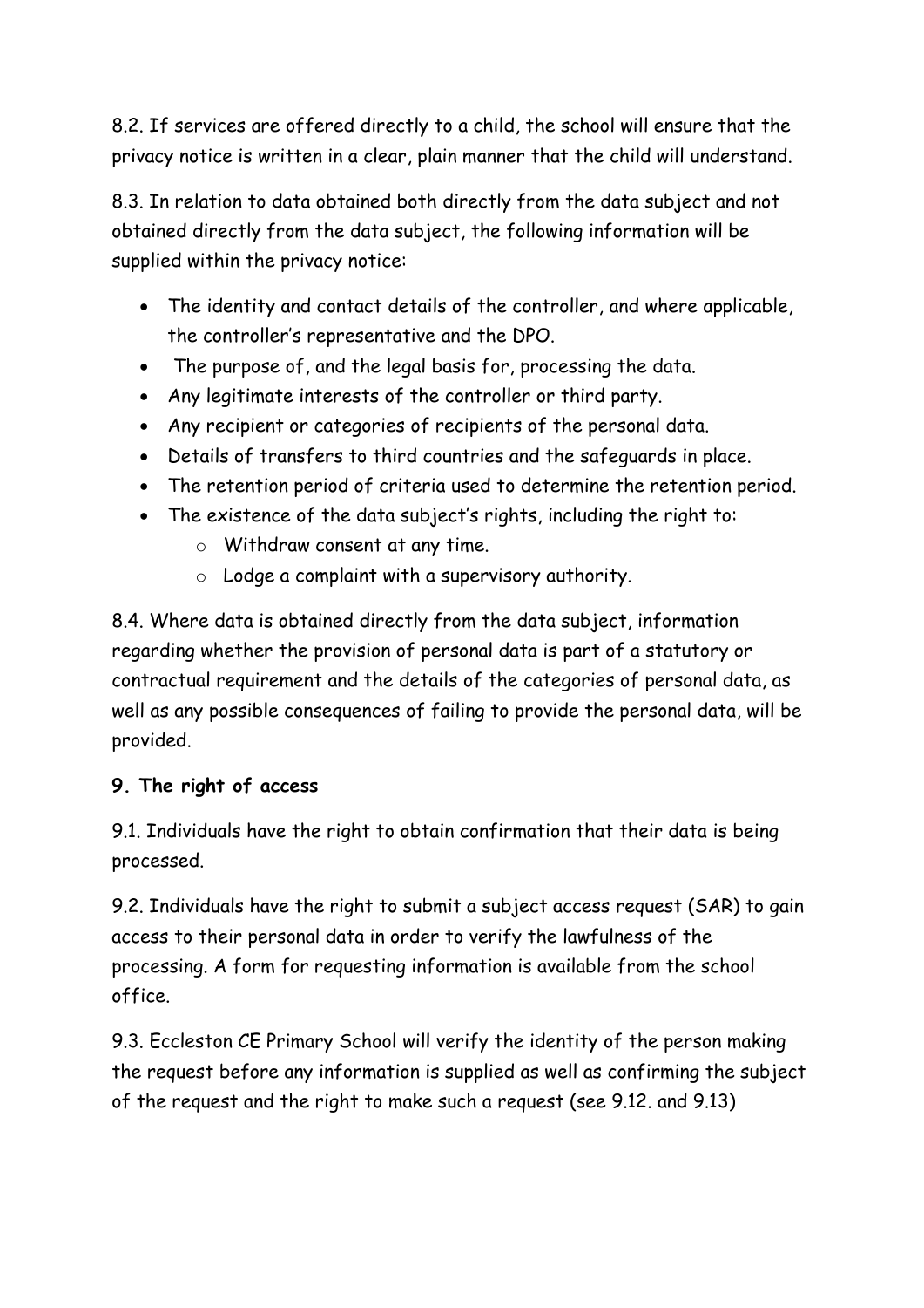8.2. If services are offered directly to a child, the school will ensure that the privacy notice is written in a clear, plain manner that the child will understand.

8.3. In relation to data obtained both directly from the data subject and not obtained directly from the data subject, the following information will be supplied within the privacy notice:

- The identity and contact details of the controller, and where applicable, the controller's representative and the DPO.
- The purpose of, and the legal basis for, processing the data.
- Any legitimate interests of the controller or third party.
- Any recipient or categories of recipients of the personal data.
- Details of transfers to third countries and the safeguards in place.
- The retention period of criteria used to determine the retention period.
- The existence of the data subject's rights, including the right to:
    - Withdraw consent at any time.
    - Lodge a complaint with a supervisory authority.

8.4. Where data is obtained directly from the data subject, information regarding whether the provision of personal data is part of a statutory or contractual requirement and the details of the categories of personal data, as well as any possible consequences of failing to provide the personal data, will be provided.

**9. The right of access**

9.1. Individuals have the right to obtain confirmation that their data is being processed.

9.2. Individuals have the right to submit a subject access request (SAR) to gain access to their personal data in order to verify the lawfulness of the processing. A form for requesting information is available from the school office.

9.3. Eccleston CE Primary School will verify the identity of the person making the request before any information is supplied as well as confirming the subject of the request and the right to make such a request (see 9.12. and 9.13)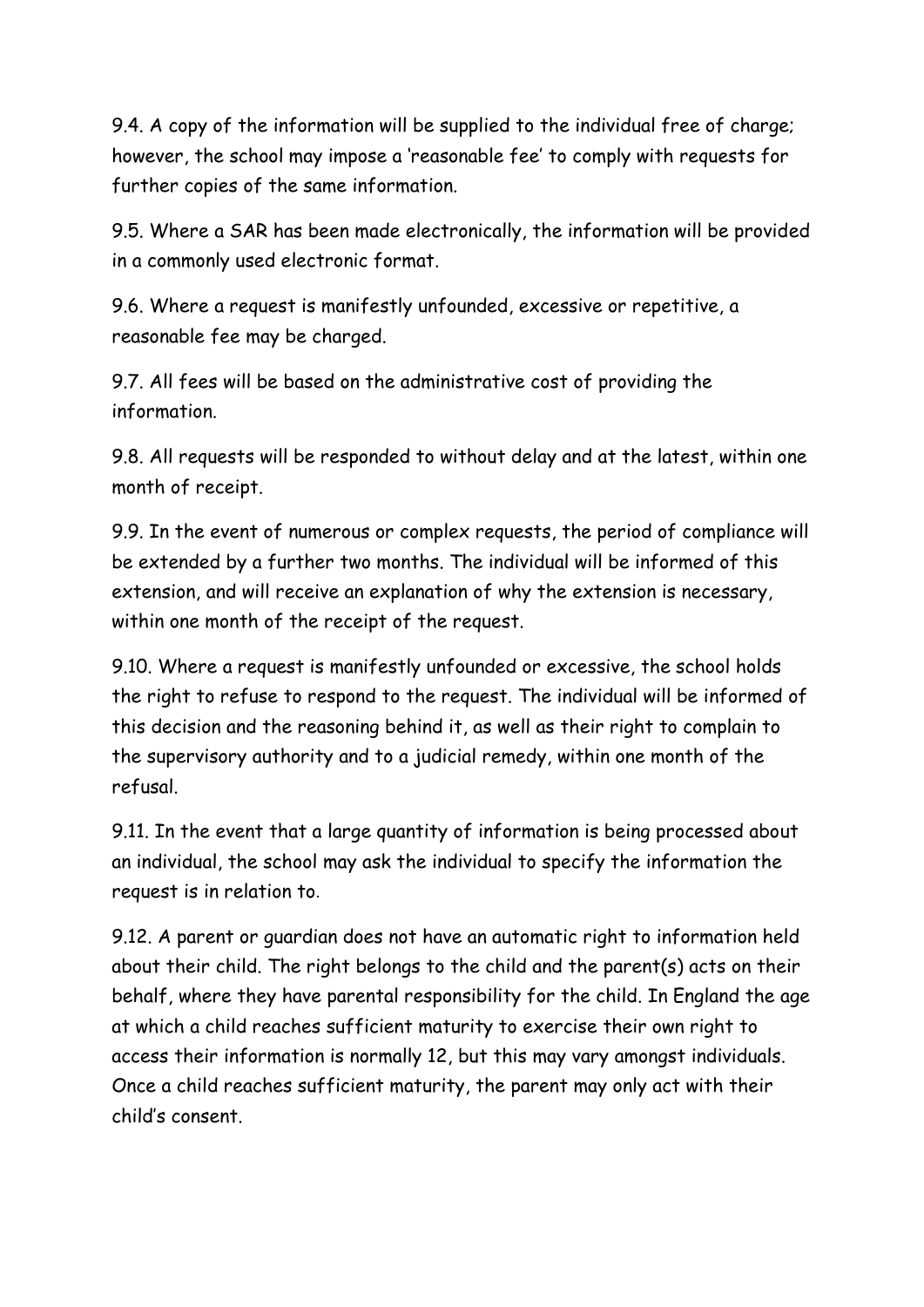9.4. A copy of the information will be supplied to the individual free of charge; however, the school may impose a 'reasonable fee' to comply with requests for further copies of the same information.

9.5. Where a SAR has been made electronically, the information will be provided in a commonly used electronic format.

9.6. Where a request is manifestly unfounded, excessive or repetitive, a reasonable fee may be charged.

9.7. All fees will be based on the administrative cost of providing the information.

9.8. All requests will be responded to without delay and at the latest, within one month of receipt.

9.9. In the event of numerous or complex requests, the period of compliance will be extended by a further two months. The individual will be informed of this extension, and will receive an explanation of why the extension is necessary, within one month of the receipt of the request.

9.10. Where a request is manifestly unfounded or excessive, the school holds the right to refuse to respond to the request. The individual will be informed of this decision and the reasoning behind it, as well as their right to complain to the supervisory authority and to a judicial remedy, within one month of the refusal.

9.11. In the event that a large quantity of information is being processed about an individual, the school may ask the individual to specify the information the request is in relation to.

9.12. A parent or guardian does not have an automatic right to information held about their child. The right belongs to the child and the parent(s) acts on their behalf, where they have parental responsibility for the child. In England the age at which a child reaches sufficient maturity to exercise their own right to access their information is normally 12, but this may vary amongst individuals. Once a child reaches sufficient maturity, the parent may only act with their child's consent.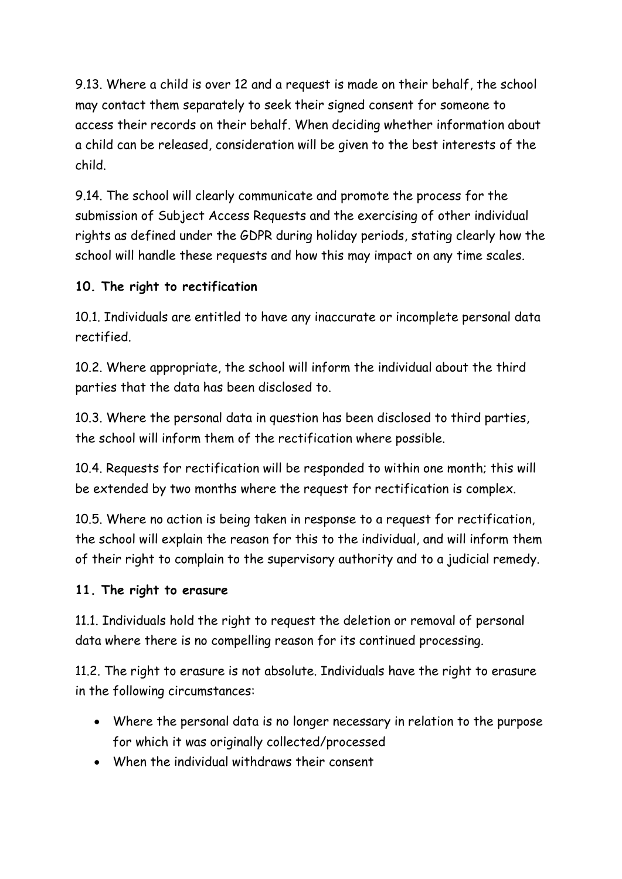9.13. Where a child is over 12 and a request is made on their behalf, the school may contact them separately to seek their signed consent for someone to access their records on their behalf. When deciding whether information about a child can be released, consideration will be given to the best interests of the child.

9.14. The school will clearly communicate and promote the process for the submission of Subject Access Requests and the exercising of other individual rights as defined under the GDPR during holiday periods, stating clearly how the school will handle these requests and how this may impact on any time scales.

**10. The right to rectification**

10.1. Individuals are entitled to have any inaccurate or incomplete personal data rectified.

10.2. Where appropriate, the school will inform the individual about the third parties that the data has been disclosed to.

10.3. Where the personal data in question has been disclosed to third parties, the school will inform them of the rectification where possible.

10.4. Requests for rectification will be responded to within one month; this will be extended by two months where the request for rectification is complex.

10.5. Where no action is being taken in response to a request for rectification, the school will explain the reason for this to the individual, and will inform them of their right to complain to the supervisory authority and to a judicial remedy.

**11. The right to erasure**

11.1. Individuals hold the right to request the deletion or removal of personal data where there is no compelling reason for its continued processing.

11.2. The right to erasure is not absolute. Individuals have the right to erasure in the following circumstances:

- Where the personal data is no longer necessary in relation to the purpose for which it was originally collected/processed
- When the individual withdraws their consent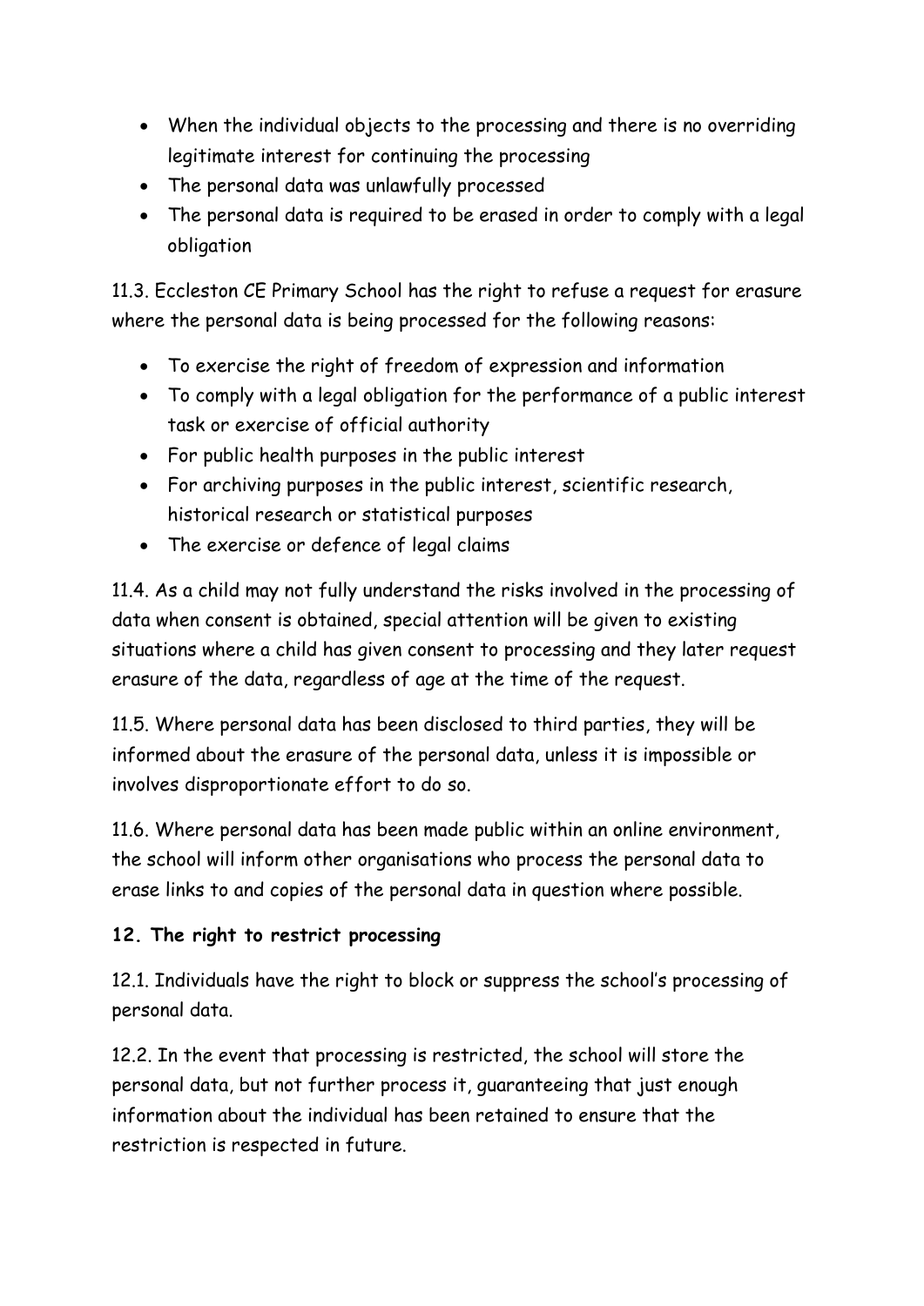- When the individual objects to the processing and there is no overriding legitimate interest for continuing the processing
- The personal data was unlawfully processed
- The personal data is required to be erased in order to comply with a legal obligation

11.3. Eccleston CE Primary School has the right to refuse a request for erasure where the personal data is being processed for the following reasons:

- To exercise the right of freedom of expression and information
- To comply with a legal obligation for the performance of a public interest task or exercise of official authority
- For public health purposes in the public interest
- For archiving purposes in the public interest, scientific research, historical research or statistical purposes
- The exercise or defence of legal claims

11.4. As a child may not fully understand the risks involved in the processing of data when consent is obtained, special attention will be given to existing situations where a child has given consent to processing and they later request erasure of the data, regardless of age at the time of the request.

11.5. Where personal data has been disclosed to third parties, they will be informed about the erasure of the personal data, unless it is impossible or involves disproportionate effort to do so.

11.6. Where personal data has been made public within an online environment, the school will inform other organisations who process the personal data to erase links to and copies of the personal data in question where possible.

**12. The right to restrict processing**

12.1. Individuals have the right to block or suppress the school's processing of personal data.

12.2. In the event that processing is restricted, the school will store the personal data, but not further process it, guaranteeing that just enough information about the individual has been retained to ensure that the restriction is respected in future.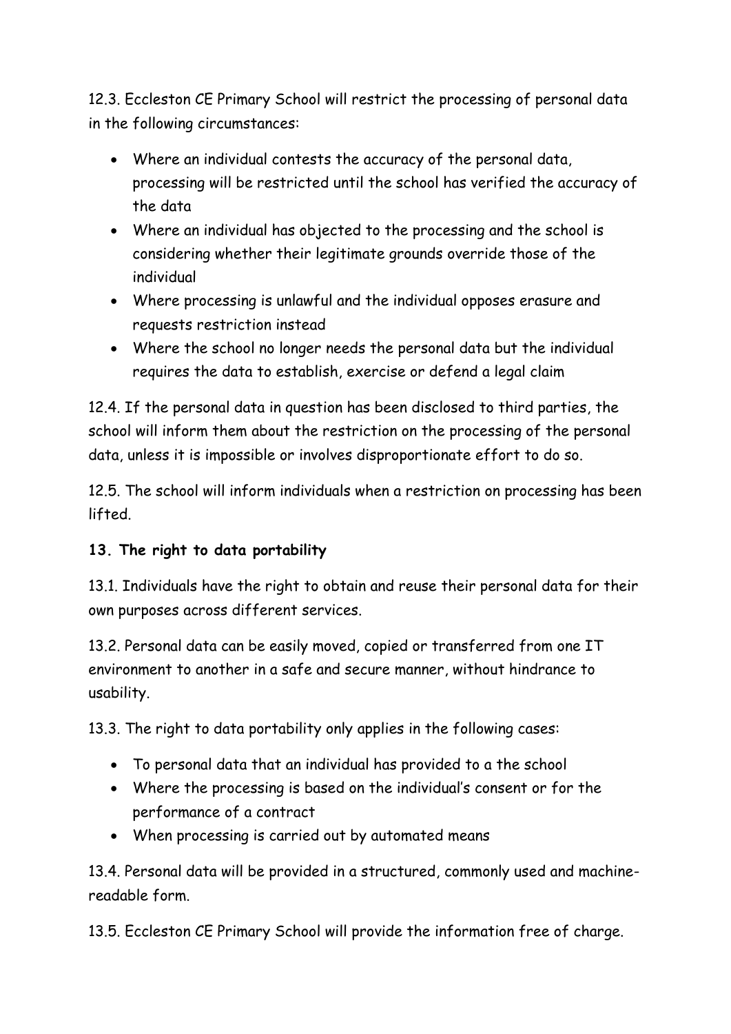12.3. Eccleston CE Primary School will restrict the processing of personal data in the following circumstances:

- Where an individual contests the accuracy of the personal data, processing will be restricted until the school has verified the accuracy of the data
- Where an individual has objected to the processing and the school is considering whether their legitimate grounds override those of the individual
- Where processing is unlawful and the individual opposes erasure and requests restriction instead
- Where the school no longer needs the personal data but the individual requires the data to establish, exercise or defend a legal claim

12.4. If the personal data in question has been disclosed to third parties, the school will inform them about the restriction on the processing of the personal data, unless it is impossible or involves disproportionate effort to do so.

12.5. The school will inform individuals when a restriction on processing has been lifted.

**13. The right to data portability**

13.1. Individuals have the right to obtain and reuse their personal data for their own purposes across different services.

13.2. Personal data can be easily moved, copied or transferred from one IT environment to another in a safe and secure manner, without hindrance to usability.

13.3. The right to data portability only applies in the following cases:

- To personal data that an individual has provided to a the school
- Where the processing is based on the individual's consent or for the performance of a contract
- When processing is carried out by automated means

13.4. Personal data will be provided in a structured, commonly used and machine-readable form.

13.5. Eccleston CE Primary School will provide the information free of charge.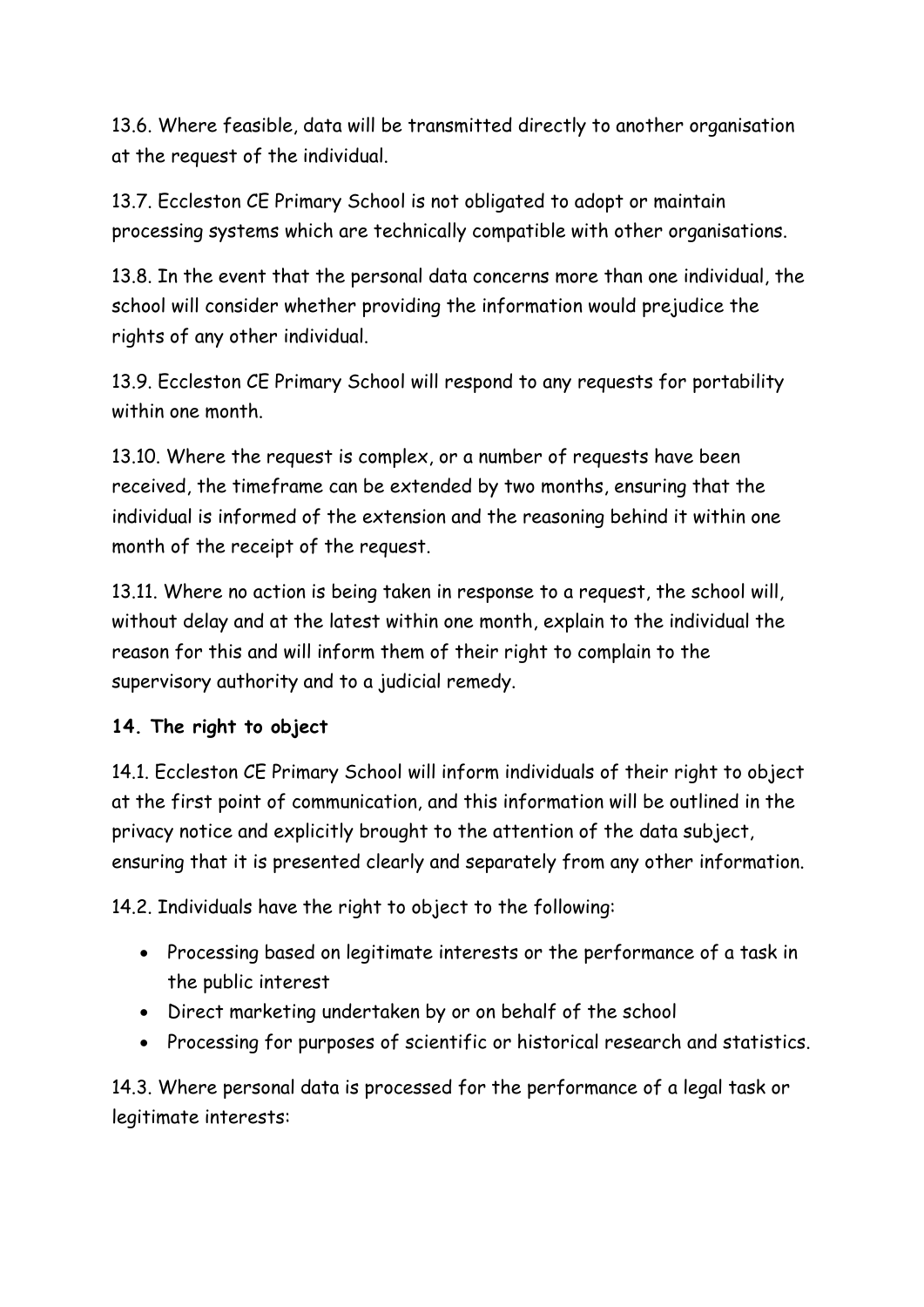13.6. Where feasible, data will be transmitted directly to another organisation at the request of the individual.

13.7. Eccleston CE Primary School is not obligated to adopt or maintain processing systems which are technically compatible with other organisations.

13.8. In the event that the personal data concerns more than one individual, the school will consider whether providing the information would prejudice the rights of any other individual.

13.9. Eccleston CE Primary School will respond to any requests for portability within one month.

13.10. Where the request is complex, or a number of requests have been received, the timeframe can be extended by two months, ensuring that the individual is informed of the extension and the reasoning behind it within one month of the receipt of the request.

13.11. Where no action is being taken in response to a request, the school will, without delay and at the latest within one month, explain to the individual the reason for this and will inform them of their right to complain to the supervisory authority and to a judicial remedy.

## 14. The right to object

14.1. Eccleston CE Primary School will inform individuals of their right to object at the first point of communication, and this information will be outlined in the privacy notice and explicitly brought to the attention of the data subject, ensuring that it is presented clearly and separately from any other information.

14.2. Individuals have the right to object to the following:

- Processing based on legitimate interests or the performance of a task in the public interest
- Direct marketing undertaken by or on behalf of the school
- Processing for purposes of scientific or historical research and statistics.

14.3. Where personal data is processed for the performance of a legal task or legitimate interests: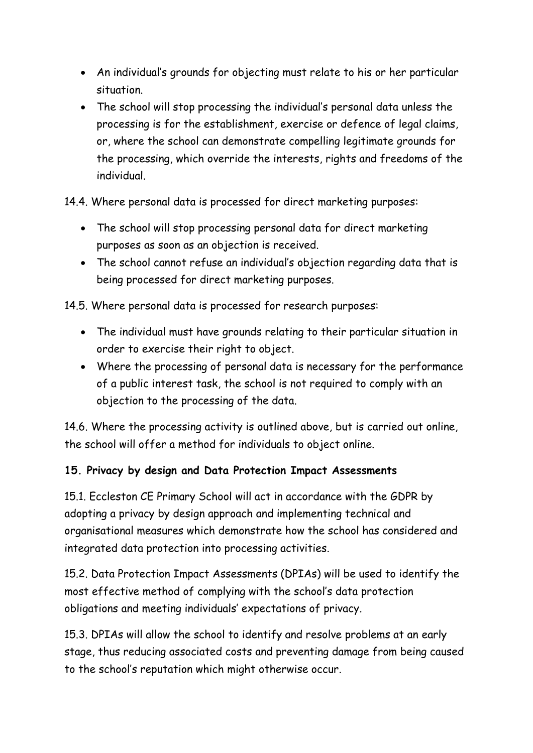- An individual's grounds for objecting must relate to his or her particular situation.
- The school will stop processing the individual's personal data unless the processing is for the establishment, exercise or defence of legal claims, or, where the school can demonstrate compelling legitimate grounds for the processing, which override the interests, rights and freedoms of the individual.

14.4. Where personal data is processed for direct marketing purposes:

- The school will stop processing personal data for direct marketing purposes as soon as an objection is received.
- The school cannot refuse an individual's objection regarding data that is being processed for direct marketing purposes.

14.5. Where personal data is processed for research purposes:

- The individual must have grounds relating to their particular situation in order to exercise their right to object.
- Where the processing of personal data is necessary for the performance of a public interest task, the school is not required to comply with an objection to the processing of the data.

14.6. Where the processing activity is outlined above, but is carried out online, the school will offer a method for individuals to object online.

**15. Privacy by design and Data Protection Impact Assessments**

15.1. Eccleston CE Primary School will act in accordance with the GDPR by adopting a privacy by design approach and implementing technical and organisational measures which demonstrate how the school has considered and integrated data protection into processing activities.

15.2. Data Protection Impact Assessments (DPIAs) will be used to identify the most effective method of complying with the school's data protection obligations and meeting individuals' expectations of privacy.

15.3. DPIAs will allow the school to identify and resolve problems at an early stage, thus reducing associated costs and preventing damage from being caused to the school's reputation which might otherwise occur.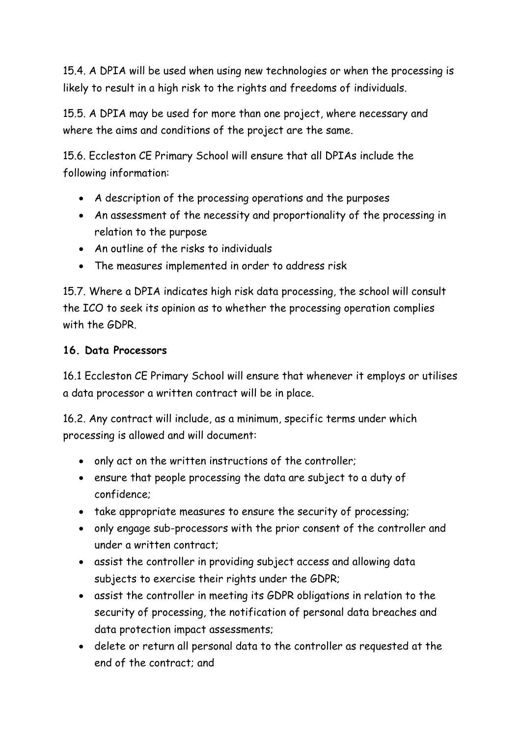15.4. A DPIA will be used when using new technologies or when the processing is likely to result in a high risk to the rights and freedoms of individuals.

15.5. A DPIA may be used for more than one project, where necessary and where the aims and conditions of the project are the same.

15.6. Eccleston CE Primary School will ensure that all DPIAs include the following information:

- A description of the processing operations and the purposes
- An assessment of the necessity and proportionality of the processing in relation to the purpose
- An outline of the risks to individuals
- The measures implemented in order to address risk

15.7. Where a DPIA indicates high risk data processing, the school will consult the ICO to seek its opinion as to whether the processing operation complies with the GDPR.

**16. Data Processors**

16.1 Eccleston CE Primary School will ensure that whenever it employs or utilises a data processor a written contract will be in place.

16.2. Any contract will include, as a minimum, specific terms under which processing is allowed and will document:

- only act on the written instructions of the controller;
- ensure that people processing the data are subject to a duty of confidence;
- take appropriate measures to ensure the security of processing;
- only engage sub-processors with the prior consent of the controller and under a written contract;
- assist the controller in providing subject access and allowing data subjects to exercise their rights under the GDPR;
- assist the controller in meeting its GDPR obligations in relation to the security of processing, the notification of personal data breaches and data protection impact assessments;
- delete or return all personal data to the controller as requested at the end of the contract; and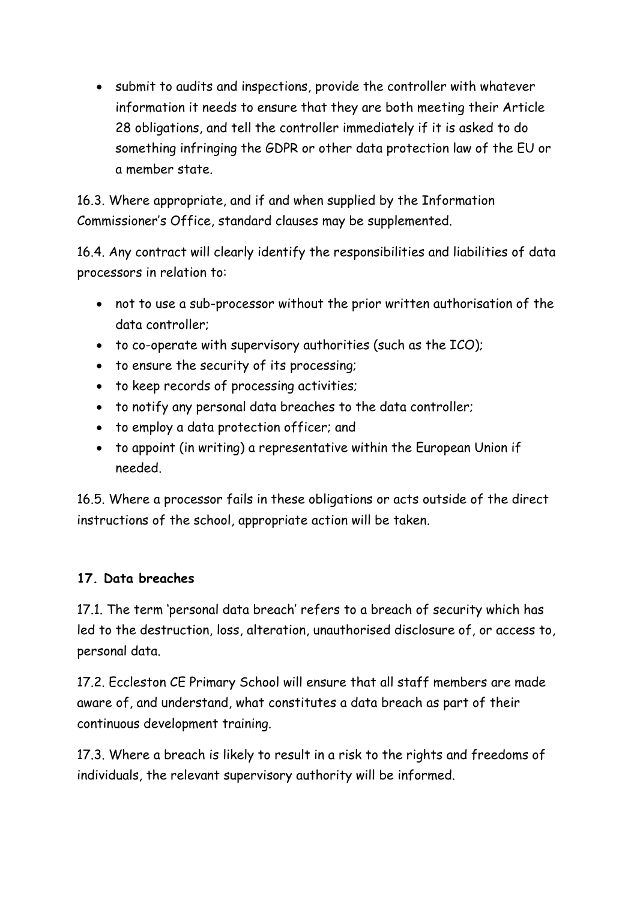- submit to audits and inspections, provide the controller with whatever information it needs to ensure that they are both meeting their Article 28 obligations, and tell the controller immediately if it is asked to do something infringing the GDPR or other data protection law of the EU or a member state.

16.3. Where appropriate, and if and when supplied by the Information Commissioner's Office, standard clauses may be supplemented.

16.4. Any contract will clearly identify the responsibilities and liabilities of data processors in relation to:

- not to use a sub-processor without the prior written authorisation of the data controller;
- to co-operate with supervisory authorities (such as the ICO);
- to ensure the security of its processing;
- to keep records of processing activities;
- to notify any personal data breaches to the data controller;
- to employ a data protection officer; and
- to appoint (in writing) a representative within the European Union if needed.

16.5. Where a processor fails in these obligations or acts outside of the direct instructions of the school, appropriate action will be taken.

**17. Data breaches**

17.1. The term 'personal data breach' refers to a breach of security which has led to the destruction, loss, alteration, unauthorised disclosure of, or access to, personal data.

17.2. Eccleston CE Primary School will ensure that all staff members are made aware of, and understand, what constitutes a data breach as part of their continuous development training.

17.3. Where a breach is likely to result in a risk to the rights and freedoms of individuals, the relevant supervisory authority will be informed.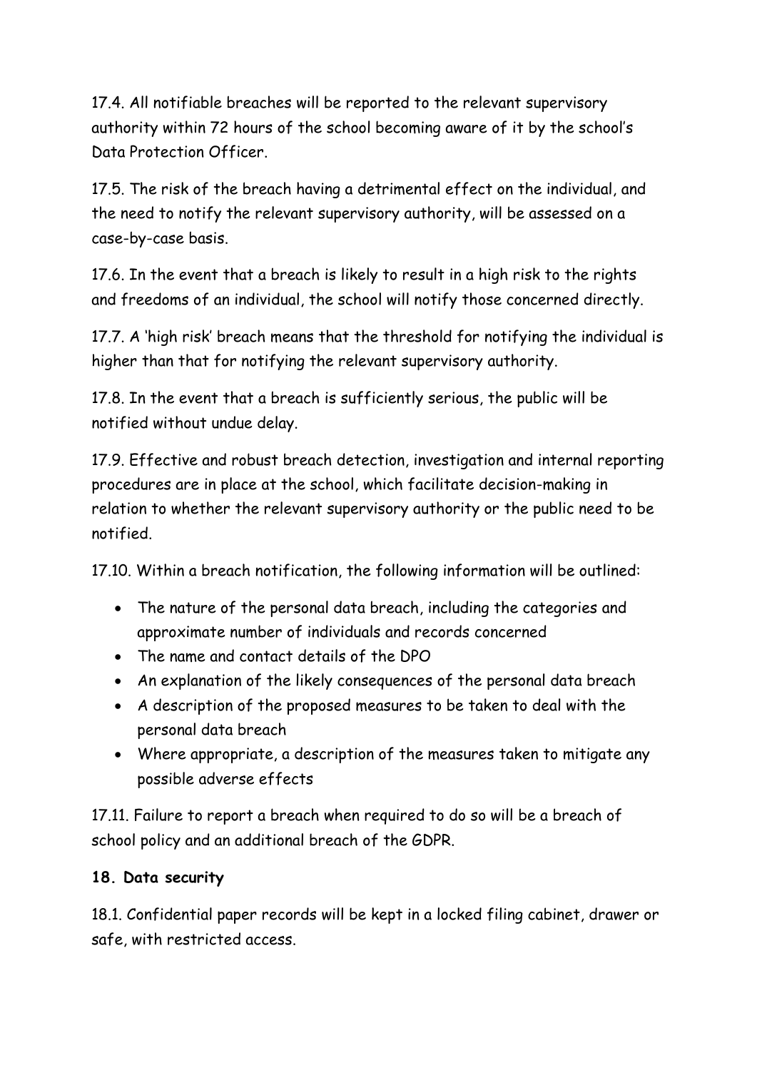17.4. All notifiable breaches will be reported to the relevant supervisory authority within 72 hours of the school becoming aware of it by the school's Data Protection Officer.

17.5. The risk of the breach having a detrimental effect on the individual, and the need to notify the relevant supervisory authority, will be assessed on a case-by-case basis.

17.6. In the event that a breach is likely to result in a high risk to the rights and freedoms of an individual, the school will notify those concerned directly.

17.7. A 'high risk' breach means that the threshold for notifying the individual is higher than that for notifying the relevant supervisory authority.

17.8. In the event that a breach is sufficiently serious, the public will be notified without undue delay.

17.9. Effective and robust breach detection, investigation and internal reporting procedures are in place at the school, which facilitate decision-making in relation to whether the relevant supervisory authority or the public need to be notified.

17.10. Within a breach notification, the following information will be outlined:

- The nature of the personal data breach, including the categories and approximate number of individuals and records concerned
- The name and contact details of the DPO
- An explanation of the likely consequences of the personal data breach
- A description of the proposed measures to be taken to deal with the personal data breach
- Where appropriate, a description of the measures taken to mitigate any possible adverse effects

17.11. Failure to report a breach when required to do so will be a breach of school policy and an additional breach of the GDPR.

## 18. Data security

18.1. Confidential paper records will be kept in a locked filing cabinet, drawer or safe, with restricted access.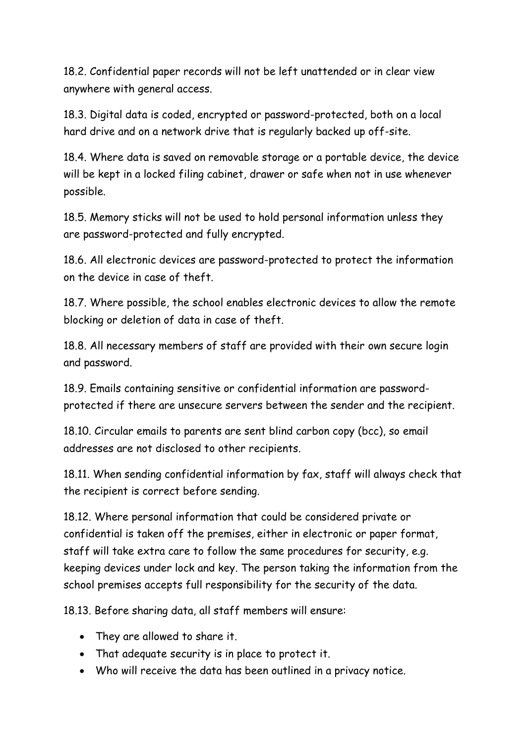18.2. Confidential paper records will not be left unattended or in clear view anywhere with general access.

18.3. Digital data is coded, encrypted or password-protected, both on a local hard drive and on a network drive that is regularly backed up off-site.

18.4. Where data is saved on removable storage or a portable device, the device will be kept in a locked filing cabinet, drawer or safe when not in use whenever possible.

18.5. Memory sticks will not be used to hold personal information unless they are password-protected and fully encrypted.

18.6. All electronic devices are password-protected to protect the information on the device in case of theft.

18.7. Where possible, the school enables electronic devices to allow the remote blocking or deletion of data in case of theft.

18.8. All necessary members of staff are provided with their own secure login and password.

18.9. Emails containing sensitive or confidential information are password-protected if there are unsecure servers between the sender and the recipient.

18.10. Circular emails to parents are sent blind carbon copy (bcc), so email addresses are not disclosed to other recipients.

18.11. When sending confidential information by fax, staff will always check that the recipient is correct before sending.

18.12. Where personal information that could be considered private or confidential is taken off the premises, either in electronic or paper format, staff will take extra care to follow the same procedures for security, e.g. keeping devices under lock and key. The person taking the information from the school premises accepts full responsibility for the security of the data.

18.13. Before sharing data, all staff members will ensure:

- They are allowed to share it.
- That adequate security is in place to protect it.
- Who will receive the data has been outlined in a privacy notice.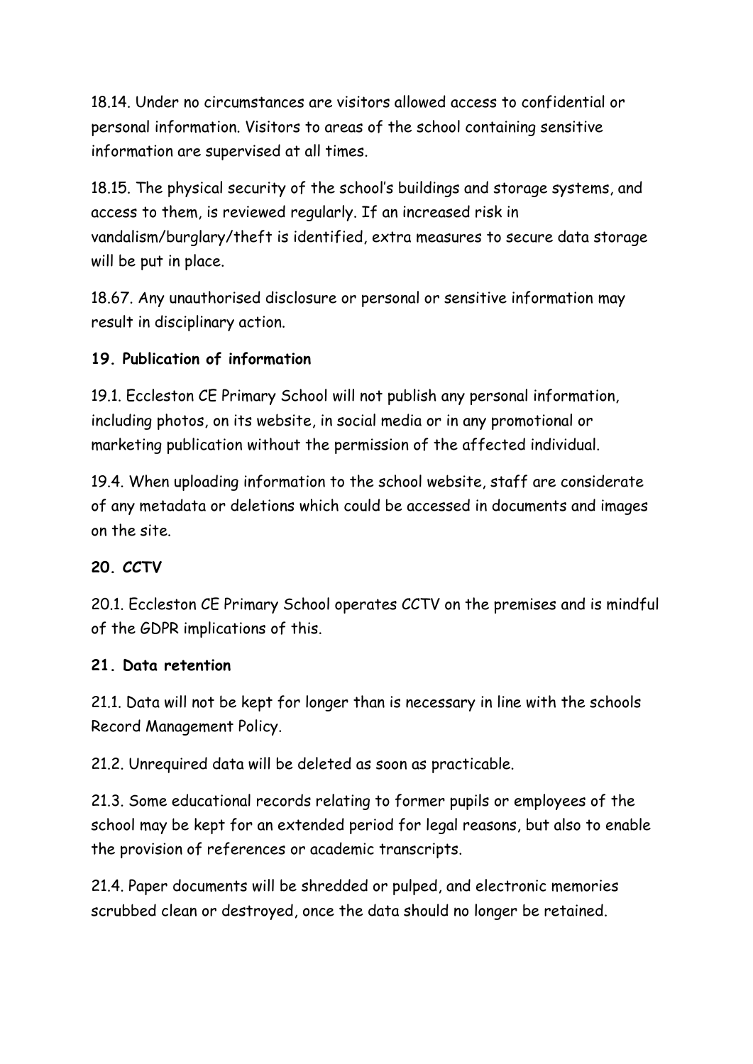18.14. Under no circumstances are visitors allowed access to confidential or personal information. Visitors to areas of the school containing sensitive information are supervised at all times.

18.15. The physical security of the school's buildings and storage systems, and access to them, is reviewed regularly. If an increased risk in vandalism/burglary/theft is identified, extra measures to secure data storage will be put in place.

18.67. Any unauthorised disclosure or personal or sensitive information may result in disciplinary action.

**19. Publication of information**

19.1. Eccleston CE Primary School will not publish any personal information, including photos, on its website, in social media or in any promotional or marketing publication without the permission of the affected individual.

19.4. When uploading information to the school website, staff are considerate of any metadata or deletions which could be accessed in documents and images on the site.

**20. CCTV**

20.1. Eccleston CE Primary School operates CCTV on the premises and is mindful of the GDPR implications of this.

**21. Data retention**

21.1. Data will not be kept for longer than is necessary in line with the schools Record Management Policy.

21.2. Unrequired data will be deleted as soon as practicable.

21.3. Some educational records relating to former pupils or employees of the school may be kept for an extended period for legal reasons, but also to enable the provision of references or academic transcripts.

21.4. Paper documents will be shredded or pulped, and electronic memories scrubbed clean or destroyed, once the data should no longer be retained.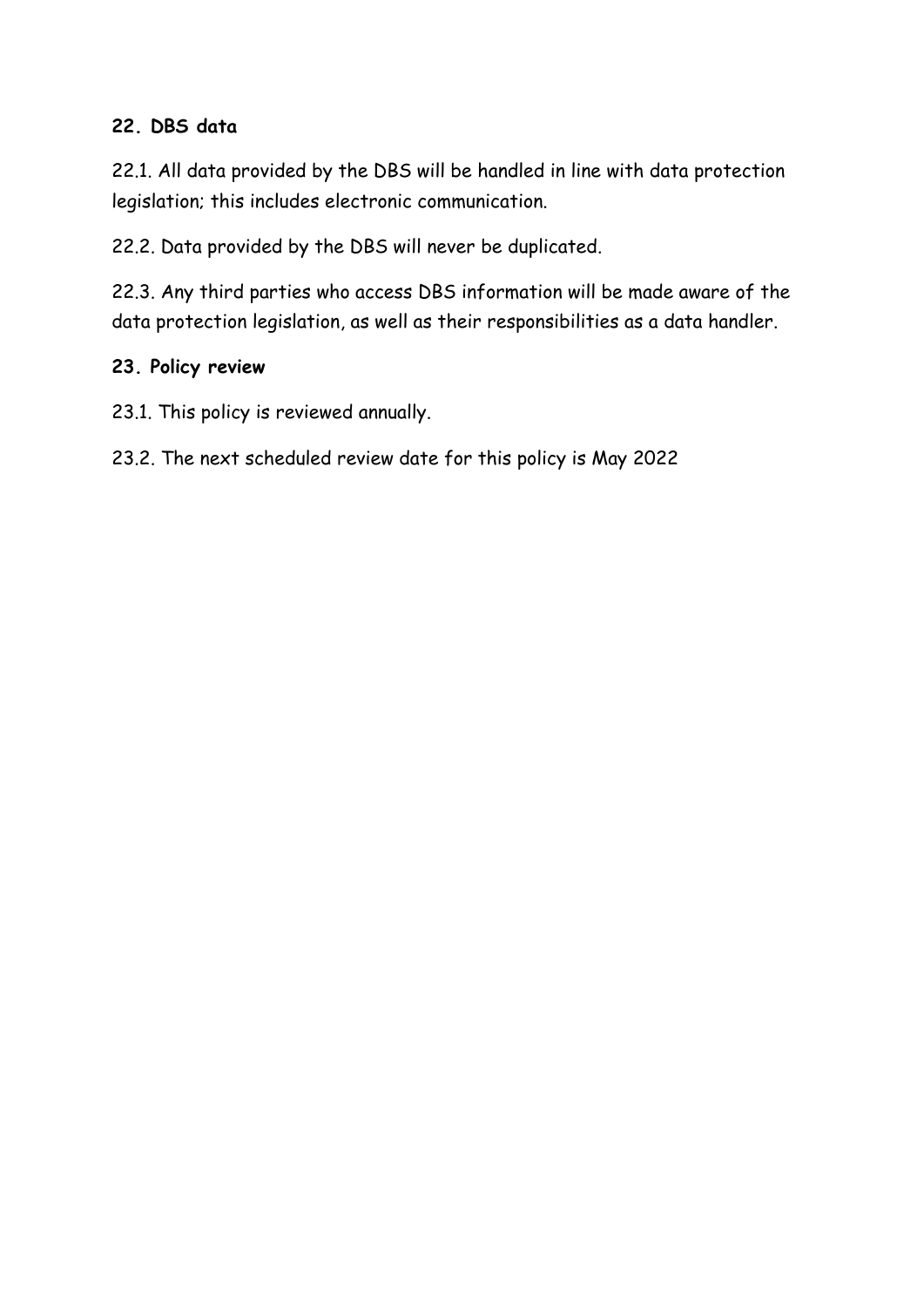## 22. DBS data

22.1. All data provided by the DBS will be handled in line with data protection legislation; this includes electronic communication.

22.2. Data provided by the DBS will never be duplicated.

22.3. Any third parties who access DBS information will be made aware of the data protection legislation, as well as their responsibilities as a data handler.

## 23. Policy review

23.1. This policy is reviewed annually.

23.2. The next scheduled review date for this policy is May 2022